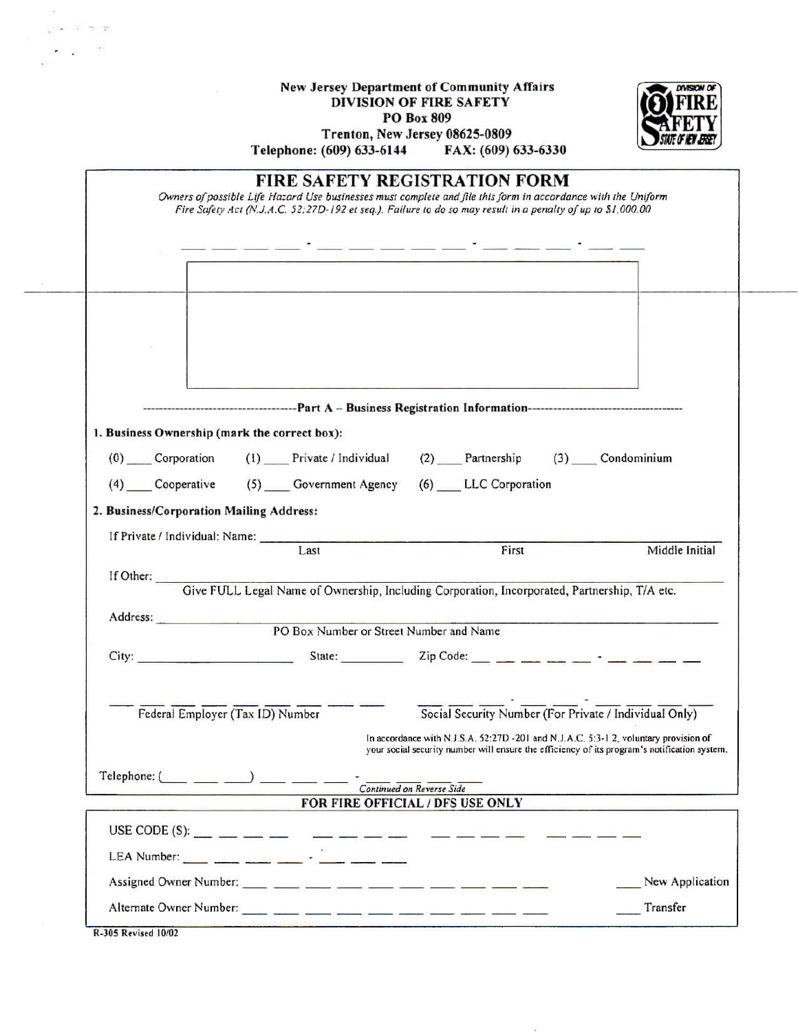**New Jersey Department of Community Affairs**
**DIVISION OF FIRE SAFETY**
**PO Box 809**
**Trenton, New Jersey 08625-0809**
**Telephone: (609) 633-6144 FAX: (609) 633-6330**

# FIRE SAFETY REGISTRATION FORM

*Owners of possible Life Hazard Use businesses must complete and file this form in accordance with the Uniform Fire Safety Act (N.J.A.C. 52:27D-192 et seq.). Failure to do so may result in a penalty of up to $1,000.00*

___ ___ ___ ___ - ___ ___ ___ ___ ___ - ___ ___ ___ - ___ ___

---

**Part A – Business Registration Information**

**1. Business Ownership (mark the correct box):**

(0) ____ Corporation (1) ____ Private / Individual (2) ____ Partnership (3) ____ Condominium

(4) ____ Cooperative (5) ____ Government Agency (6) ____ LLC Corporation

**2. Business/Corporation Mailing Address:**

If Private / Individual: Name: ______________________________________________
Last First Middle Initial

If Other: ______________________________________________
Give FULL Legal Name of Ownership, Including Corporation, Incorporated, Partnership, T/A etc.

Address: ______________________________________________
PO Box Number or Street Number and Name

City: ____________ State: ________ Zip Code: ___ ___ ___ ___ ___ - ___ ___ ___ ___

___ ___ ___ ___ ___ ___ ___ ___ ___
Federal Employer (Tax ID) Number

___ ___ ___ - ___ ___ - ___ ___ ___ ___
Social Security Number (For Private / Individual Only)

In accordance with N.J.S.A. 52:27D -201 and N.J.A.C. 5:3-1.2, voluntary provision of your social security number will ensure the efficiency of its program's notification system.

Telephone: (___ ___ ___) ___ ___ ___ - ___ ___ ___ ___

*Continued on Reverse Side*

**FOR FIRE OFFICIAL / DFS USE ONLY**

USE CODE (S): ___ ___ ___ ___ ___ ___ ___ ___ ___ ___ ___ ___ ___ ___ ___ ___

LEA Number: ___ ___ ___ ___ - ___ ___ ___

Assigned Owner Number: ___ ___ ___ ___ ___ ___ ___ ___ ___ ___ ____ New Application

Alternate Owner Number: ___ ___ ___ ___ ___ ___ ___ ___ ___ ___ ____ Transfer

R-305 Revised 10/02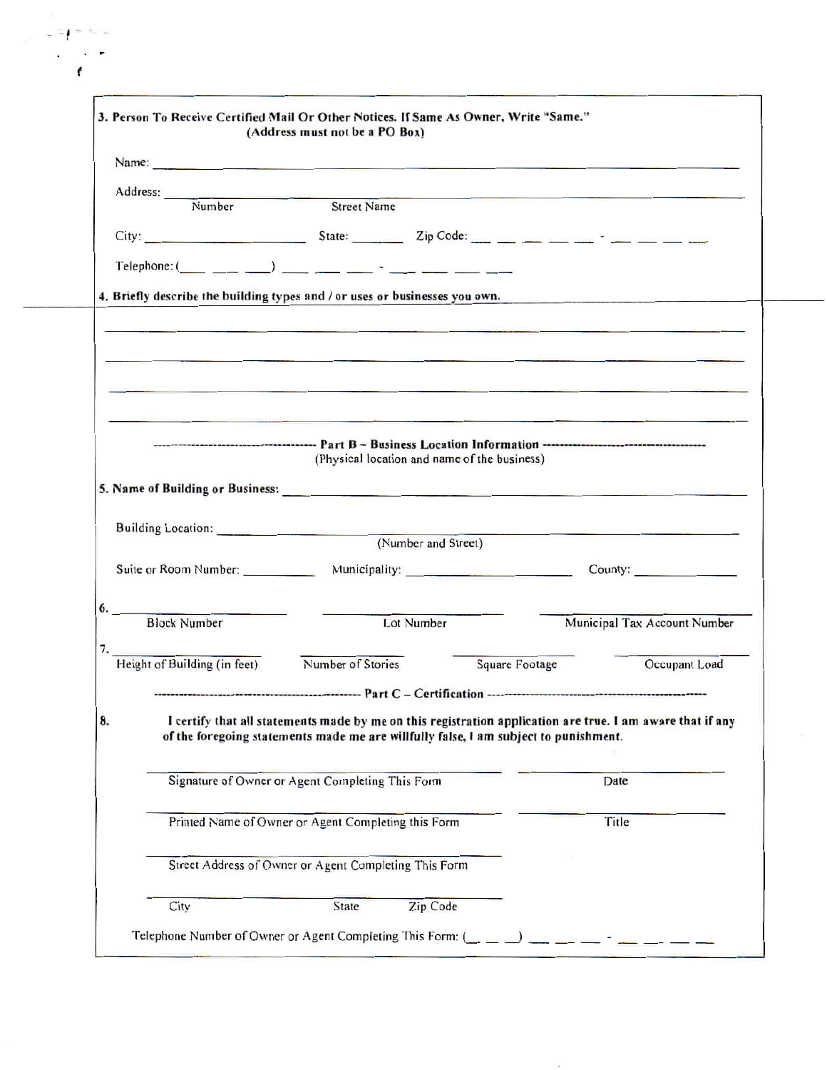**3. Person To Receive Certified Mail Or Other Notices. If Same As Owner, Write "Same."**
**(Address must not be a PO Box)**

Name: ______________________________________________________________

Address: ______________________________________________________________
Number Street Name

City: ____________________ State: ________ Zip Code: __ __ __ __ __ - __ __ __ __

Telephone: (__ __ __) __ __ __ - __ __ __ __

**4. Briefly describe the building types and / or uses or businesses you own.**

______________________________________________________________

______________________________________________________________

______________________________________________________________

______________________________________________________________

**Part B – Business Location Information**
(Physical location and name of the business)

**5. Name of Building or Business:** ______________________________________________________________

Building Location: ______________________________________________________________
(Number and Street)

Suite or Room Number: __________ Municipality: ____________________ County: ______________

6. ____________________ ____________________ ____________________
Block Number Lot Number Municipal Tax Account Number

7. ____________________ ____________________ ____________________ ____________________
Height of Building (in feet) Number of Stories Square Footage Occupant Load

**Part C – Certification**

8. **I certify that all statements made by me on this registration application are true. I am aware that if any of the foregoing statements made me are willfully false, I am subject to punishment.**

______________________________________ ____________________
Signature of Owner or Agent Completing This Form Date

______________________________________ ____________________
Printed Name of Owner or Agent Completing this Form Title

______________________________________
Street Address of Owner or Agent Completing This Form

______________________________________
City State Zip Code

Telephone Number of Owner or Agent Completing This Form: (__ __ __) __ __ __ - __ __ __ __